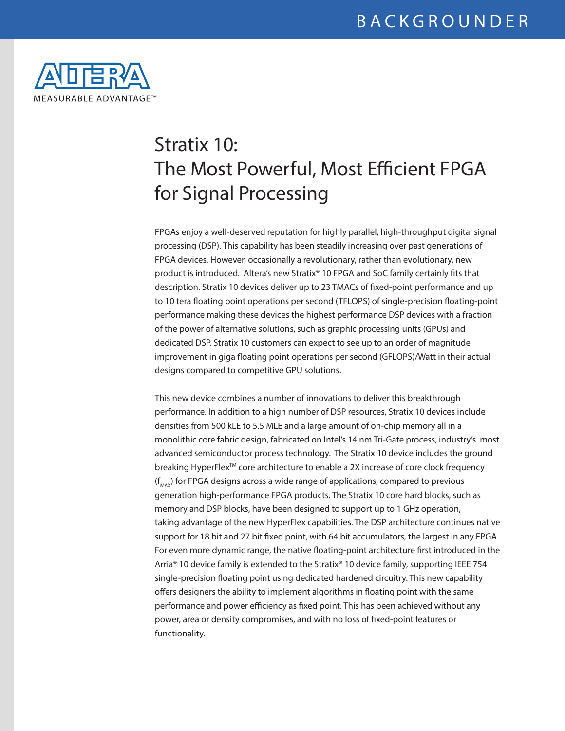BACKGROUNDER

ALTERA
MEASURABLE ADVANTAGE™

# Stratix 10: The Most Powerful, Most Efficient FPGA for Signal Processing

FPGAs enjoy a well-deserved reputation for highly parallel, high-throughput digital signal processing (DSP). This capability has been steadily increasing over past generations of FPGA devices. However, occasionally a revolutionary, rather than evolutionary, new product is introduced. Altera's new Stratix® 10 FPGA and SoC family certainly fits that description. Stratix 10 devices deliver up to 23 TMACs of fixed-point performance and up to 10 tera floating point operations per second (TFLOPS) of single-precision floating-point performance making these devices the highest performance DSP devices with a fraction of the power of alternative solutions, such as graphic processing units (GPUs) and dedicated DSP. Stratix 10 customers can expect to see up to an order of magnitude improvement in giga floating point operations per second (GFLOPS)/Watt in their actual designs compared to competitive GPU solutions.

This new device combines a number of innovations to deliver this breakthrough performance. In addition to a high number of DSP resources, Stratix 10 devices include densities from 500 kLE to 5.5 MLE and a large amount of on-chip memory all in a monolithic core fabric design, fabricated on Intel's 14 nm Tri-Gate process, industry's most advanced semiconductor process technology. The Stratix 10 device includes the ground breaking HyperFlex™ core architecture to enable a 2X increase of core clock frequency ($f_{MAX}$) for FPGA designs across a wide range of applications, compared to previous generation high-performance FPGA products. The Stratix 10 core hard blocks, such as memory and DSP blocks, have been designed to support up to 1 GHz operation, taking advantage of the new HyperFlex capabilities. The DSP architecture continues native support for 18 bit and 27 bit fixed point, with 64 bit accumulators, the largest in any FPGA. For even more dynamic range, the native floating-point architecture first introduced in the Arria® 10 device family is extended to the Stratix® 10 device family, supporting IEEE 754 single-precision floating point using dedicated hardened circuitry. This new capability offers designers the ability to implement algorithms in floating point with the same performance and power efficiency as fixed point. This has been achieved without any power, area or density compromises, and with no loss of fixed-point features or functionality.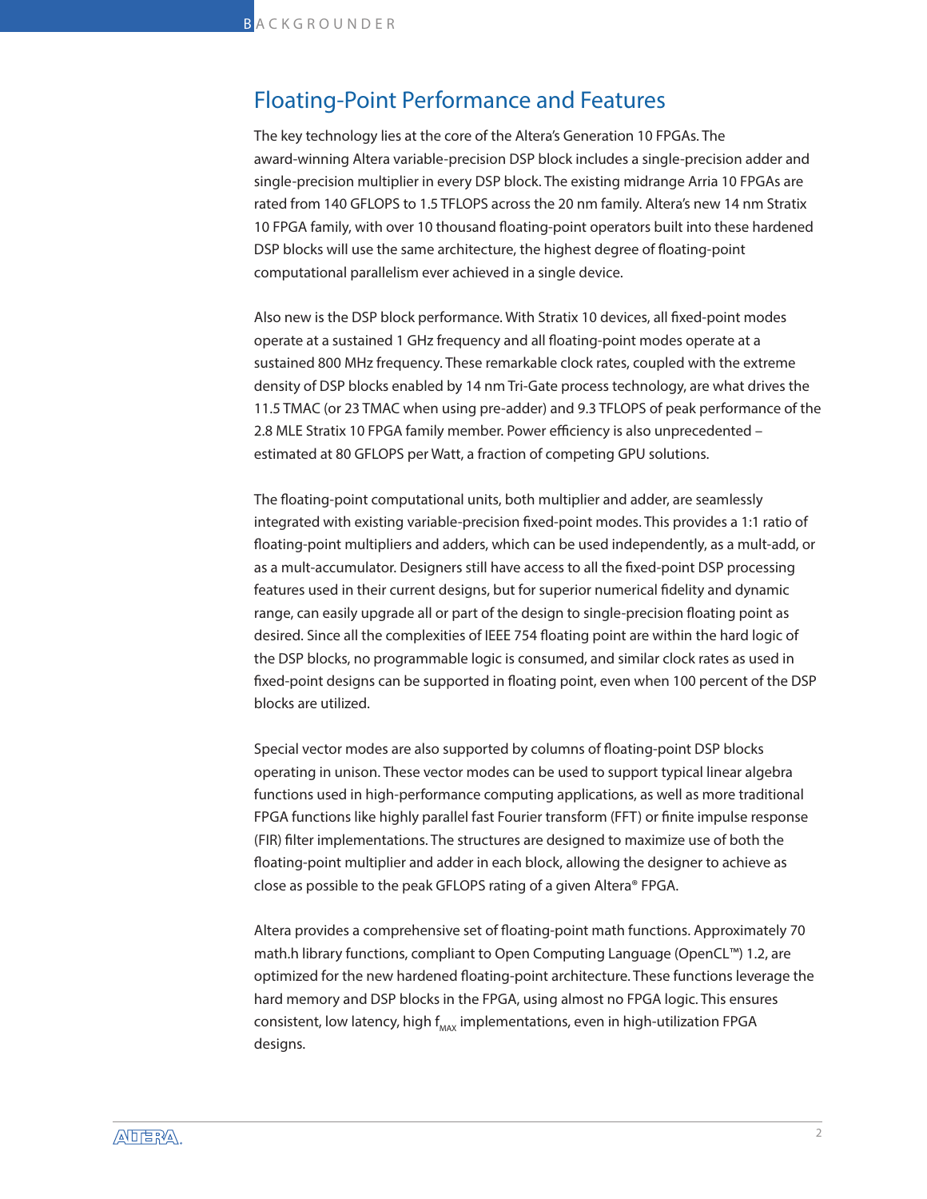## Floating-Point Performance and Features

The key technology lies at the core of the Altera's Generation 10 FPGAs. The award-winning Altera variable-precision DSP block includes a single-precision adder and single-precision multiplier in every DSP block. The existing midrange Arria 10 FPGAs are rated from 140 GFLOPS to 1.5 TFLOPS across the 20 nm family. Altera's new 14 nm Stratix 10 FPGA family, with over 10 thousand floating-point operators built into these hardened DSP blocks will use the same architecture, the highest degree of floating-point computational parallelism ever achieved in a single device.

Also new is the DSP block performance. With Stratix 10 devices, all fixed-point modes operate at a sustained 1 GHz frequency and all floating-point modes operate at a sustained 800 MHz frequency. These remarkable clock rates, coupled with the extreme density of DSP blocks enabled by 14 nm Tri-Gate process technology, are what drives the 11.5 TMAC (or 23 TMAC when using pre-adder) and 9.3 TFLOPS of peak performance of the 2.8 MLE Stratix 10 FPGA family member. Power efficiency is also unprecedented – estimated at 80 GFLOPS per Watt, a fraction of competing GPU solutions.

The floating-point computational units, both multiplier and adder, are seamlessly integrated with existing variable-precision fixed-point modes. This provides a 1:1 ratio of floating-point multipliers and adders, which can be used independently, as a mult-add, or as a mult-accumulator. Designers still have access to all the fixed-point DSP processing features used in their current designs, but for superior numerical fidelity and dynamic range, can easily upgrade all or part of the design to single-precision floating point as desired. Since all the complexities of IEEE 754 floating point are within the hard logic of the DSP blocks, no programmable logic is consumed, and similar clock rates as used in fixed-point designs can be supported in floating point, even when 100 percent of the DSP blocks are utilized.

Special vector modes are also supported by columns of floating-point DSP blocks operating in unison. These vector modes can be used to support typical linear algebra functions used in high-performance computing applications, as well as more traditional FPGA functions like highly parallel fast Fourier transform (FFT) or finite impulse response (FIR) filter implementations. The structures are designed to maximize use of both the floating-point multiplier and adder in each block, allowing the designer to achieve as close as possible to the peak GFLOPS rating of a given Altera® FPGA.

Altera provides a comprehensive set of floating-point math functions. Approximately 70 math.h library functions, compliant to Open Computing Language (OpenCL™) 1.2, are optimized for the new hardened floating-point architecture. These functions leverage the hard memory and DSP blocks in the FPGA, using almost no FPGA logic. This ensures consistent, low latency, high $f_{MAX}$ implementations, even in high-utilization FPGA designs.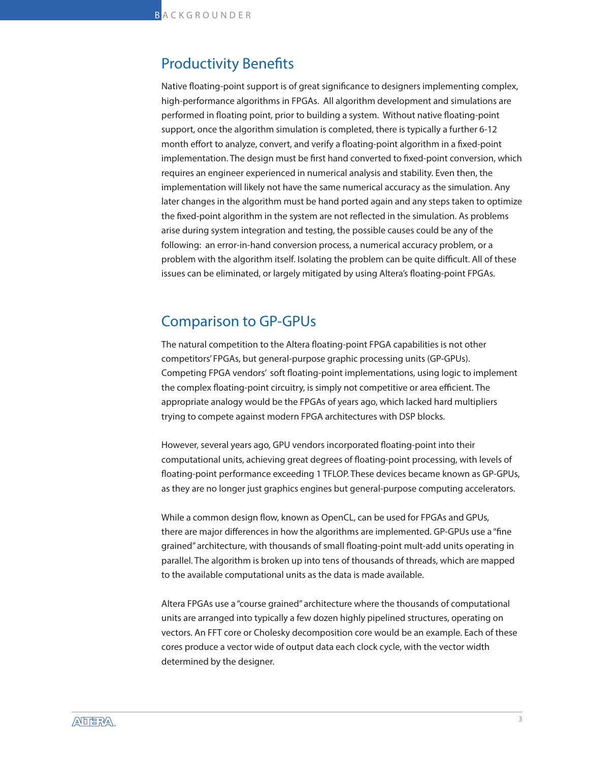## Productivity Benefits

Native floating-point support is of great significance to designers implementing complex, high-performance algorithms in FPGAs. All algorithm development and simulations are performed in floating point, prior to building a system. Without native floating-point support, once the algorithm simulation is completed, there is typically a further 6-12 month effort to analyze, convert, and verify a floating-point algorithm in a fixed-point implementation. The design must be first hand converted to fixed-point conversion, which requires an engineer experienced in numerical analysis and stability. Even then, the implementation will likely not have the same numerical accuracy as the simulation. Any later changes in the algorithm must be hand ported again and any steps taken to optimize the fixed-point algorithm in the system are not reflected in the simulation. As problems arise during system integration and testing, the possible causes could be any of the following: an error-in-hand conversion process, a numerical accuracy problem, or a problem with the algorithm itself. Isolating the problem can be quite difficult. All of these issues can be eliminated, or largely mitigated by using Altera's floating-point FPGAs.

## Comparison to GP-GPUs

The natural competition to the Altera floating-point FPGA capabilities is not other competitors' FPGAs, but general-purpose graphic processing units (GP-GPUs). Competing FPGA vendors' soft floating-point implementations, using logic to implement the complex floating-point circuitry, is simply not competitive or area efficient. The appropriate analogy would be the FPGAs of years ago, which lacked hard multipliers trying to compete against modern FPGA architectures with DSP blocks.

However, several years ago, GPU vendors incorporated floating-point into their computational units, achieving great degrees of floating-point processing, with levels of floating-point performance exceeding 1 TFLOP. These devices became known as GP-GPUs, as they are no longer just graphics engines but general-purpose computing accelerators.

While a common design flow, known as OpenCL, can be used for FPGAs and GPUs, there are major differences in how the algorithms are implemented. GP-GPUs use a "fine grained" architecture, with thousands of small floating-point mult-add units operating in parallel. The algorithm is broken up into tens of thousands of threads, which are mapped to the available computational units as the data is made available.

Altera FPGAs use a "course grained" architecture where the thousands of computational units are arranged into typically a few dozen highly pipelined structures, operating on vectors. An FFT core or Cholesky decomposition core would be an example. Each of these cores produce a vector wide of output data each clock cycle, with the vector width determined by the designer.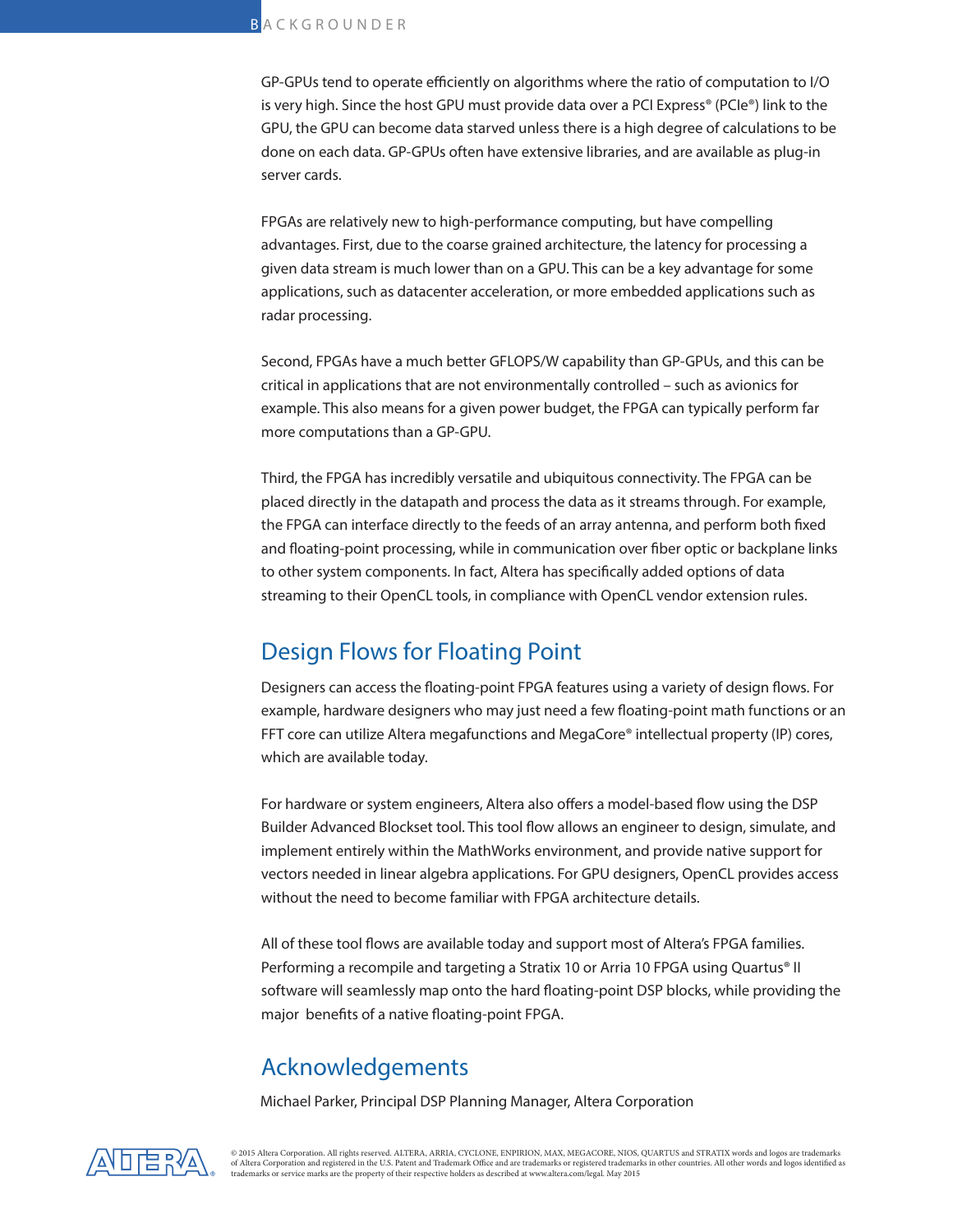GP-GPUs tend to operate efficiently on algorithms where the ratio of computation to I/O is very high. Since the host GPU must provide data over a PCI Express® (PCIe®) link to the GPU, the GPU can become data starved unless there is a high degree of calculations to be done on each data. GP-GPUs often have extensive libraries, and are available as plug-in server cards.

FPGAs are relatively new to high-performance computing, but have compelling advantages. First, due to the coarse grained architecture, the latency for processing a given data stream is much lower than on a GPU. This can be a key advantage for some applications, such as datacenter acceleration, or more embedded applications such as radar processing.

Second, FPGAs have a much better GFLOPS/W capability than GP-GPUs, and this can be critical in applications that are not environmentally controlled – such as avionics for example. This also means for a given power budget, the FPGA can typically perform far more computations than a GP-GPU.

Third, the FPGA has incredibly versatile and ubiquitous connectivity. The FPGA can be placed directly in the datapath and process the data as it streams through. For example, the FPGA can interface directly to the feeds of an array antenna, and perform both fixed and floating-point processing, while in communication over fiber optic or backplane links to other system components. In fact, Altera has specifically added options of data streaming to their OpenCL tools, in compliance with OpenCL vendor extension rules.

## Design Flows for Floating Point

Designers can access the floating-point FPGA features using a variety of design flows. For example, hardware designers who may just need a few floating-point math functions or an FFT core can utilize Altera megafunctions and MegaCore® intellectual property (IP) cores, which are available today.

For hardware or system engineers, Altera also offers a model-based flow using the DSP Builder Advanced Blockset tool. This tool flow allows an engineer to design, simulate, and implement entirely within the MathWorks environment, and provide native support for vectors needed in linear algebra applications. For GPU designers, OpenCL provides access without the need to become familiar with FPGA architecture details.

All of these tool flows are available today and support most of Altera's FPGA families. Performing a recompile and targeting a Stratix 10 or Arria 10 FPGA using Quartus® II software will seamlessly map onto the hard floating-point DSP blocks, while providing the major benefits of a native floating-point FPGA.

## Acknowledgements

Michael Parker, Principal DSP Planning Manager, Altera Corporation

© 2015 Altera Corporation. All rights reserved. ALTERA, ARRIA, CYCLONE, ENPIRION, MAX, MEGACORE, NIOS, QUARTUS and STRATIX words and logos are trademarks of Altera Corporation and registered in the U.S. Patent and Trademark Office and are trademarks or registered trademarks in other countries. All other words and logos identified as trademarks or service marks are the property of their respective holders as described at www.altera.com/legal. May 2015